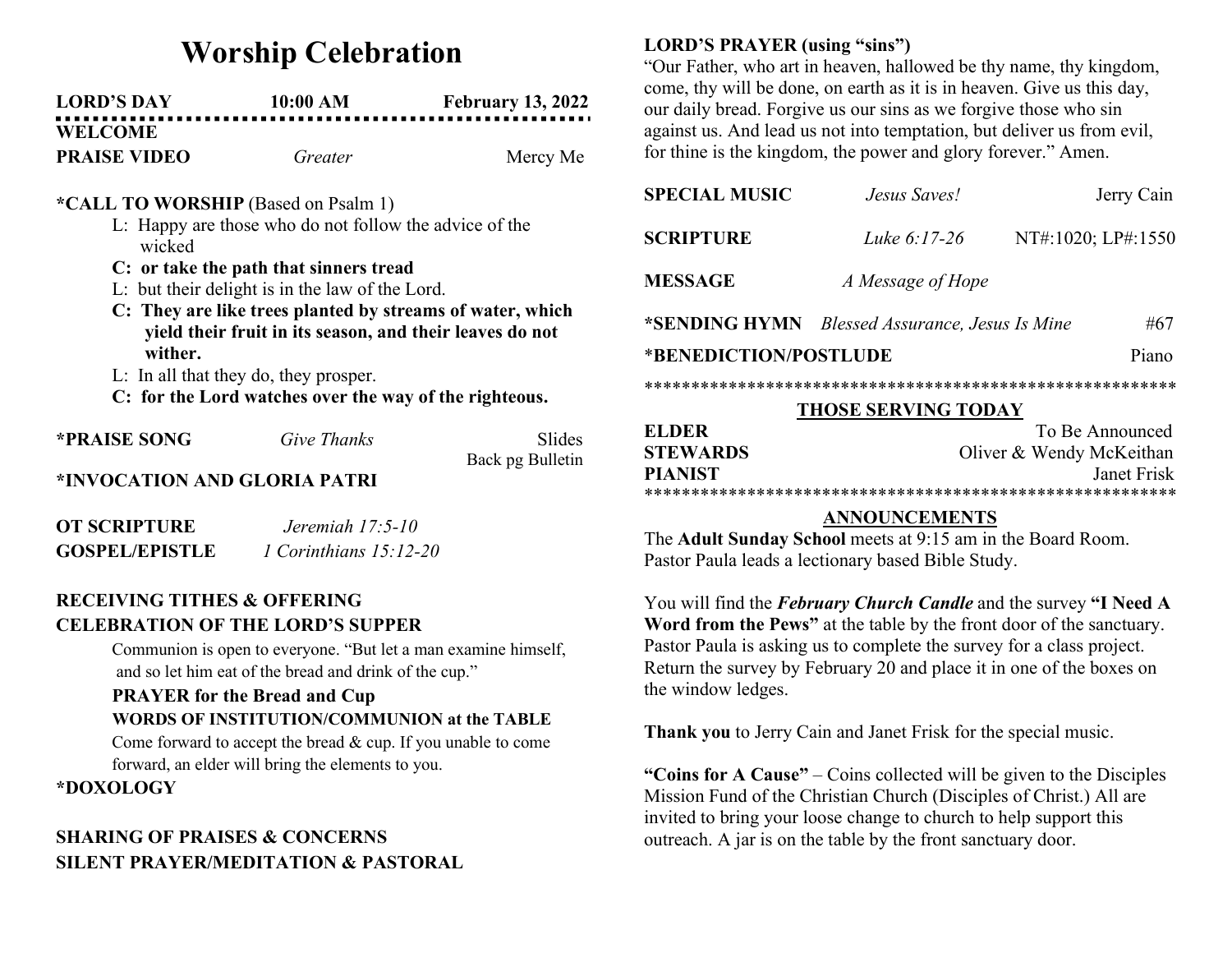# Worship Celebration

**LORD'S DAY** **10:00 AM** **February 13, 2022**

**WELCOME**

**PRAISE VIDEO** *Greater* Mercy Me

**\*CALL TO WORSHIP** (Based on Psalm 1)

L: Happy are those who do not follow the advice of the wicked

**C: or take the path that sinners tread**

L: but their delight is in the law of the Lord.

**C: They are like trees planted by streams of water, which yield their fruit in its season, and their leaves do not wither.**

L: In all that they do, they prosper.

**C: for the Lord watches over the way of the righteous.**

**\*PRAISE SONG** *Give Thanks* Slides
Back pg Bulletin

**\*INVOCATION AND GLORIA PATRI**

**OT SCRIPTURE** *Jeremiah 17:5-10*

**GOSPEL/EPISTLE** *1 Corinthians 15:12-20*

**RECEIVING TITHES & OFFERING**

**CELEBRATION OF THE LORD'S SUPPER**

Communion is open to everyone. "But let a man examine himself, and so let him eat of the bread and drink of the cup."

**PRAYER for the Bread and Cup**

**WORDS OF INSTITUTION/COMMUNION at the TABLE**

Come forward to accept the bread & cup. If you unable to come forward, an elder will bring the elements to you.

**\*DOXOLOGY**

**SHARING OF PRAISES & CONCERNS**

**SILENT PRAYER/MEDITATION & PASTORAL**

**LORD'S PRAYER (using "sins")**

"Our Father, who art in heaven, hallowed be thy name, thy kingdom, come, thy will be done, on earth as it is in heaven. Give us this day, our daily bread. Forgive us our sins as we forgive those who sin against us. And lead us not into temptation, but deliver us from evil, for thine is the kingdom, the power and glory forever." Amen.

**SPECIAL MUSIC** *Jesus Saves!* Jerry Cain

**SCRIPTURE** *Luke 6:17-26* NT#:1020; LP#:1550

**MESSAGE** *A Message of Hope*

**\*SENDING HYMN** *Blessed Assurance, Jesus Is Mine* #67

\***BENEDICTION/POSTLUDE** Piano

\*\*\*\*\*\*\*\*\*\*\*\*\*\*\*\*\*\*\*\*\*\*\*\*\*\*\*\*\*\*\*\*\*\*\*\*\*\*\*\*\*\*\*\*\*\*\*\*\*\*\*\*\*\*\*\*\*\*

## THOSE SERVING TODAY

**ELDER** To Be Announced
**STEWARDS** Oliver & Wendy McKeithan
**PIANIST** Janet Frisk

\*\*\*\*\*\*\*\*\*\*\*\*\*\*\*\*\*\*\*\*\*\*\*\*\*\*\*\*\*\*\*\*\*\*\*\*\*\*\*\*\*\*\*\*\*\*\*\*\*\*\*\*\*\*\*\*\*\*

## ANNOUNCEMENTS

The **Adult Sunday School** meets at 9:15 am in the Board Room. Pastor Paula leads a lectionary based Bible Study.

You will find the ***February Church Candle*** and the survey **"I Need A Word from the Pews"** at the table by the front door of the sanctuary. Pastor Paula is asking us to complete the survey for a class project. Return the survey by February 20 and place it in one of the boxes on the window ledges.

**Thank you** to Jerry Cain and Janet Frisk for the special music.

**"Coins for A Cause"** – Coins collected will be given to the Disciples Mission Fund of the Christian Church (Disciples of Christ.) All are invited to bring your loose change to church to help support this outreach. A jar is on the table by the front sanctuary door.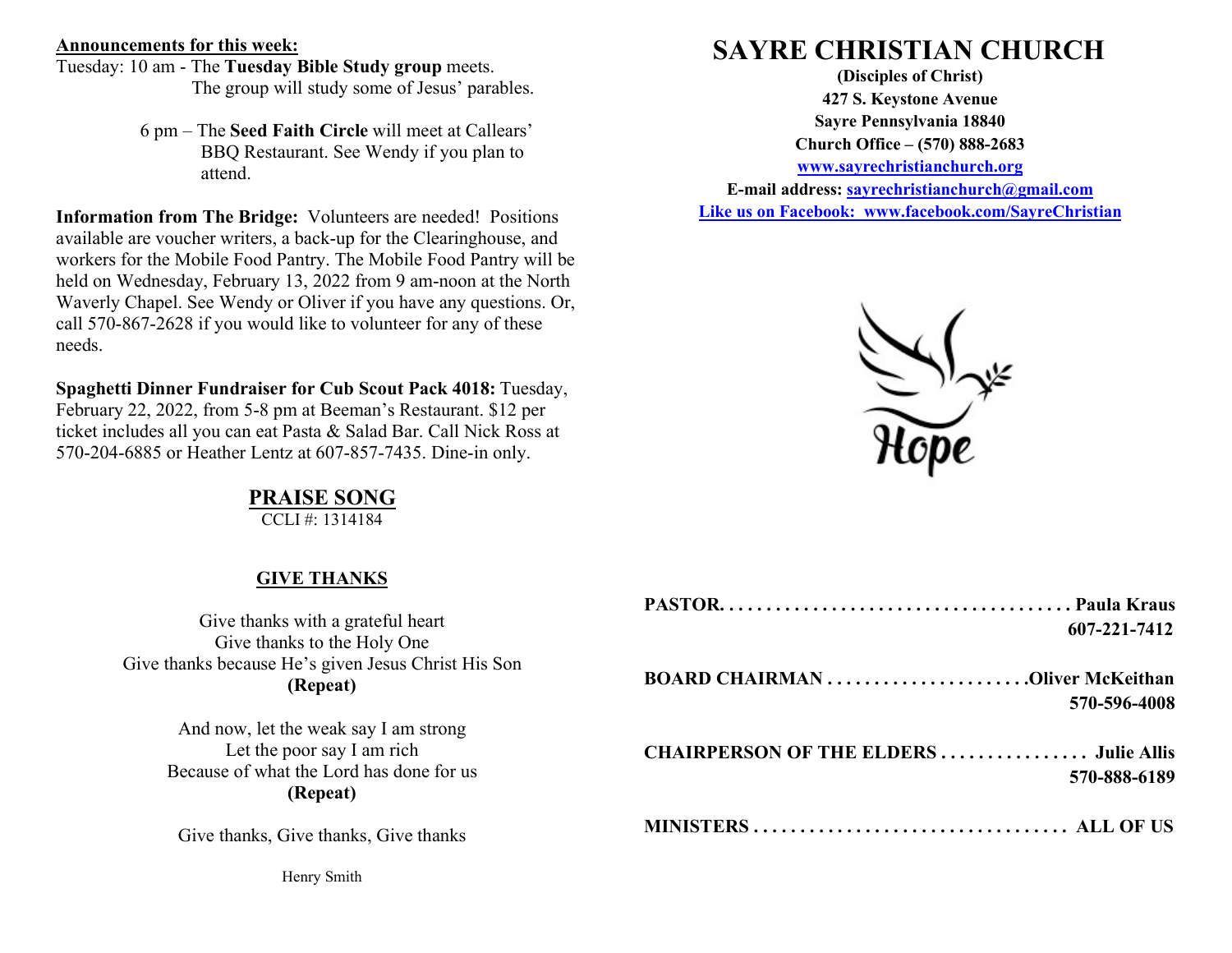**Announcements for this week:**

Tuesday: 10 am - The **Tuesday Bible Study group** meets. The group will study some of Jesus' parables.

6 pm – The **Seed Faith Circle** will meet at Callears' BBQ Restaurant. See Wendy if you plan to attend.

**Information from The Bridge:** Volunteers are needed! Positions available are voucher writers, a back-up for the Clearinghouse, and workers for the Mobile Food Pantry. The Mobile Food Pantry will be held on Wednesday, February 13, 2022 from 9 am-noon at the North Waverly Chapel. See Wendy or Oliver if you have any questions. Or, call 570-867-2628 if you would like to volunteer for any of these needs.

**Spaghetti Dinner Fundraiser for Cub Scout Pack 4018:** Tuesday, February 22, 2022, from 5-8 pm at Beeman's Restaurant. $12 per ticket includes all you can eat Pasta & Salad Bar. Call Nick Ross at 570-204-6885 or Heather Lentz at 607-857-7435. Dine-in only.

## PRAISE SONG

CCLI #: 1314184

### GIVE THANKS

Give thanks with a grateful heart
Give thanks to the Holy One
Give thanks because He's given Jesus Christ His Son
**(Repeat)**

And now, let the weak say I am strong
Let the poor say I am rich
Because of what the Lord has done for us
**(Repeat)**

Give thanks, Give thanks, Give thanks

Henry Smith

# SAYRE CHRISTIAN CHURCH

**(Disciples of Christ)**
**427 S. Keystone Avenue**
**Sayre Pennsylvania 18840**
**Church Office – (570) 888-2683**
**www.sayrechristianchurch.org**
**E-mail address: sayrechristianchurch@gmail.com**
**Like us on Facebook: www.facebook.com/SayreChristian**

Hope

**PASTOR. . . . . . . . . . . . . . . . . . . . . . . . . . . . . . . . . . . . . . . Paula Kraus**
**607-221-7412**

**BOARD CHAIRMAN . . . . . . . . . . . . . . . . . . . . . .Oliver McKeithan**
**570-596-4008**

**CHAIRPERSON OF THE ELDERS . . . . . . . . . . . . . . . . Julie Allis**
**570-888-6189**

**MINISTERS . . . . . . . . . . . . . . . . . . . . . . . . . . . . . . . . . . ALL OF US**